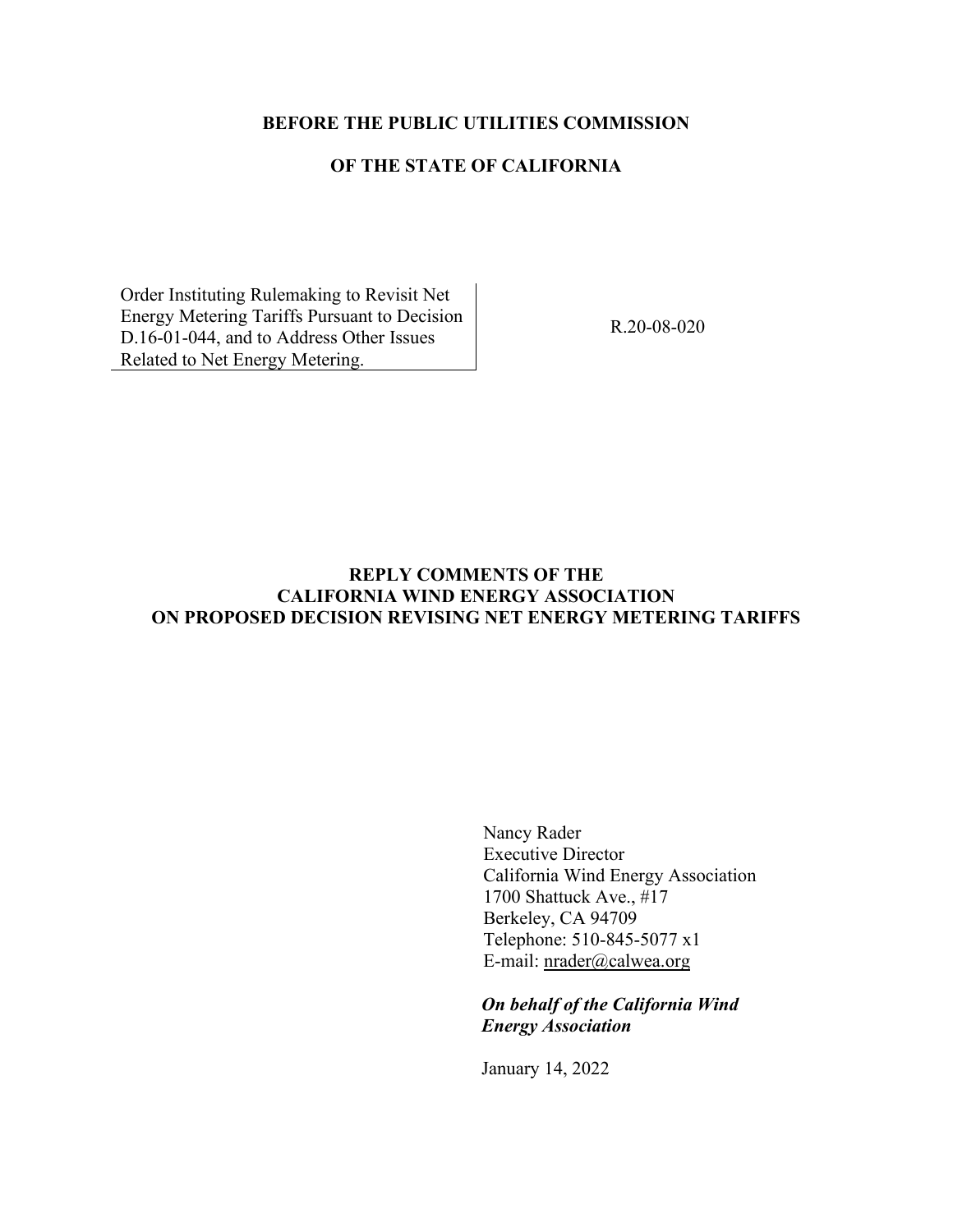**BEFORE THE PUBLIC UTILITIES COMMISSION**

**OF THE STATE OF CALIFORNIA**

| | |
|---|---|
| Order Instituting Rulemaking to Revisit Net Energy Metering Tariffs Pursuant to Decision D.16-01-044, and to Address Other Issues Related to Net Energy Metering. | R.20-08-020 |

**REPLY COMMENTS OF THE CALIFORNIA WIND ENERGY ASSOCIATION ON PROPOSED DECISION REVISING NET ENERGY METERING TARIFFS**

Nancy Rader
Executive Director
California Wind Energy Association
1700 Shattuck Ave., #17
Berkeley, CA 94709
Telephone: 510-845-5077 x1
E-mail: nrader@calwea.org

***On behalf of the California Wind Energy Association***

January 14, 2022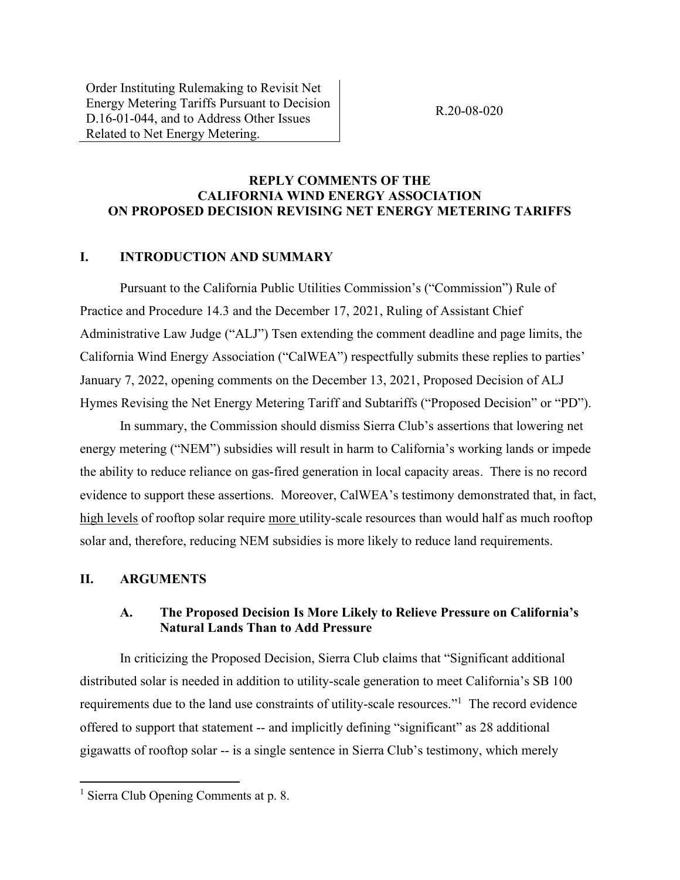Order Instituting Rulemaking to Revisit Net Energy Metering Tariffs Pursuant to Decision D.16-01-044, and to Address Other Issues Related to Net Energy Metering.

R.20-08-020

**REPLY COMMENTS OF THE CALIFORNIA WIND ENERGY ASSOCIATION ON PROPOSED DECISION REVISING NET ENERGY METERING TARIFFS**

## I. INTRODUCTION AND SUMMARY

Pursuant to the California Public Utilities Commission's ("Commission") Rule of Practice and Procedure 14.3 and the December 17, 2021, Ruling of Assistant Chief Administrative Law Judge ("ALJ") Tsen extending the comment deadline and page limits, the California Wind Energy Association ("CalWEA") respectfully submits these replies to parties' January 7, 2022, opening comments on the December 13, 2021, Proposed Decision of ALJ Hymes Revising the Net Energy Metering Tariff and Subtariffs ("Proposed Decision" or "PD").

In summary, the Commission should dismiss Sierra Club's assertions that lowering net energy metering ("NEM") subsidies will result in harm to California's working lands or impede the ability to reduce reliance on gas-fired generation in local capacity areas. There is no record evidence to support these assertions. Moreover, CalWEA's testimony demonstrated that, in fact, high levels of rooftop solar require more utility-scale resources than would half as much rooftop solar and, therefore, reducing NEM subsidies is more likely to reduce land requirements.

## II. ARGUMENTS

### A. The Proposed Decision Is More Likely to Relieve Pressure on California's Natural Lands Than to Add Pressure

In criticizing the Proposed Decision, Sierra Club claims that "Significant additional distributed solar is needed in addition to utility-scale generation to meet California's SB 100 requirements due to the land use constraints of utility-scale resources."[1] The record evidence offered to support that statement -- and implicitly defining "significant" as 28 additional gigawatts of rooftop solar -- is a single sentence in Sierra Club's testimony, which merely

[1] Sierra Club Opening Comments at p. 8.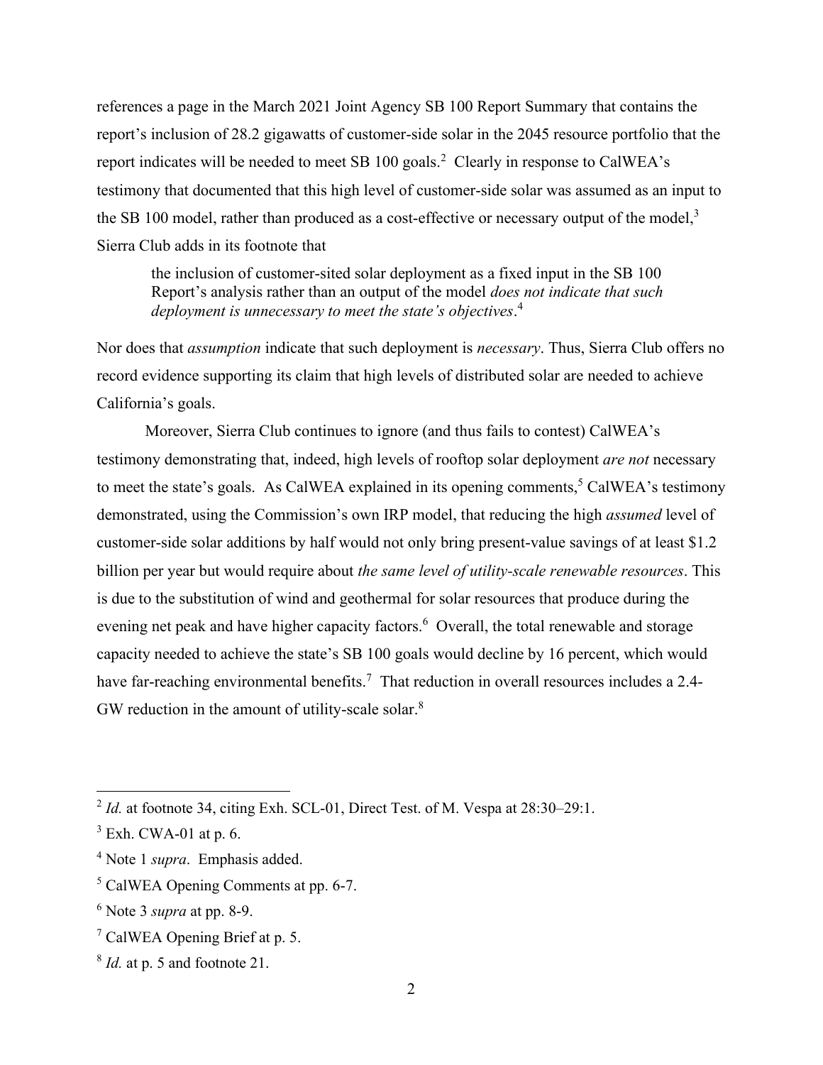references a page in the March 2021 Joint Agency SB 100 Report Summary that contains the report's inclusion of 28.2 gigawatts of customer-side solar in the 2045 resource portfolio that the report indicates will be needed to meet SB 100 goals.[2] Clearly in response to CalWEA's testimony that documented that this high level of customer-side solar was assumed as an input to the SB 100 model, rather than produced as a cost-effective or necessary output of the model,[3] Sierra Club adds in its footnote that

> the inclusion of customer-sited solar deployment as a fixed input in the SB 100 Report's analysis rather than an output of the model *does not indicate that such deployment is unnecessary to meet the state's objectives*.[4]

Nor does that *assumption* indicate that such deployment is *necessary*. Thus, Sierra Club offers no record evidence supporting its claim that high levels of distributed solar are needed to achieve California's goals.

Moreover, Sierra Club continues to ignore (and thus fails to contest) CalWEA's testimony demonstrating that, indeed, high levels of rooftop solar deployment *are not* necessary to meet the state's goals. As CalWEA explained in its opening comments,[5] CalWEA's testimony demonstrated, using the Commission's own IRP model, that reducing the high *assumed* level of customer-side solar additions by half would not only bring present-value savings of at least $1.2 billion per year but would require about *the same level of utility-scale renewable resources*. This is due to the substitution of wind and geothermal for solar resources that produce during the evening net peak and have higher capacity factors.[6] Overall, the total renewable and storage capacity needed to achieve the state's SB 100 goals would decline by 16 percent, which would have far-reaching environmental benefits.[7] That reduction in overall resources includes a 2.4-GW reduction in the amount of utility-scale solar.[8]

---

[2] *Id.* at footnote 34, citing Exh. SCL-01, Direct Test. of M. Vespa at 28:30–29:1.

[3] Exh. CWA-01 at p. 6.

[4] Note 1 *supra*. Emphasis added.

[5] CalWEA Opening Comments at pp. 6-7.

[6] Note 3 *supra* at pp. 8-9.

[7] CalWEA Opening Brief at p. 5.

[8] *Id.* at p. 5 and footnote 21.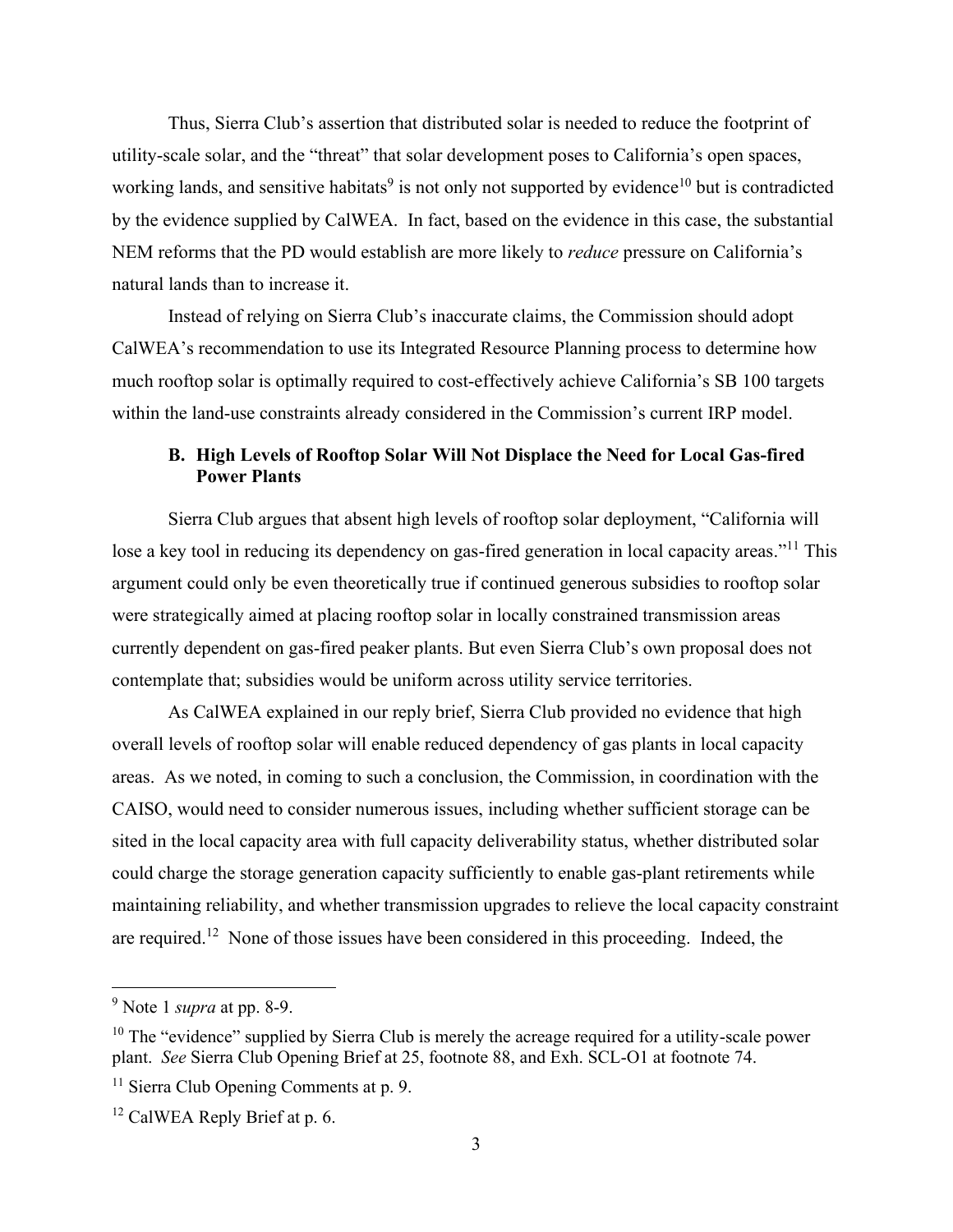Thus, Sierra Club's assertion that distributed solar is needed to reduce the footprint of utility-scale solar, and the "threat" that solar development poses to California's open spaces, working lands, and sensitive habitats[9] is not only not supported by evidence[10] but is contradicted by the evidence supplied by CalWEA. In fact, based on the evidence in this case, the substantial NEM reforms that the PD would establish are more likely to *reduce* pressure on California's natural lands than to increase it.

Instead of relying on Sierra Club's inaccurate claims, the Commission should adopt CalWEA's recommendation to use its Integrated Resource Planning process to determine how much rooftop solar is optimally required to cost-effectively achieve California's SB 100 targets within the land-use constraints already considered in the Commission's current IRP model.

### B. High Levels of Rooftop Solar Will Not Displace the Need for Local Gas-fired Power Plants

Sierra Club argues that absent high levels of rooftop solar deployment, "California will lose a key tool in reducing its dependency on gas-fired generation in local capacity areas."[11] This argument could only be even theoretically true if continued generous subsidies to rooftop solar were strategically aimed at placing rooftop solar in locally constrained transmission areas currently dependent on gas-fired peaker plants. But even Sierra Club's own proposal does not contemplate that; subsidies would be uniform across utility service territories.

As CalWEA explained in our reply brief, Sierra Club provided no evidence that high overall levels of rooftop solar will enable reduced dependency of gas plants in local capacity areas. As we noted, in coming to such a conclusion, the Commission, in coordination with the CAISO, would need to consider numerous issues, including whether sufficient storage can be sited in the local capacity area with full capacity deliverability status, whether distributed solar could charge the storage generation capacity sufficiently to enable gas-plant retirements while maintaining reliability, and whether transmission upgrades to relieve the local capacity constraint are required.[12] None of those issues have been considered in this proceeding. Indeed, the

---

[9] Note 1 *supra* at pp. 8-9.

[10] The "evidence" supplied by Sierra Club is merely the acreage required for a utility-scale power plant. *See* Sierra Club Opening Brief at 25, footnote 88, and Exh. SCL-O1 at footnote 74.

[11] Sierra Club Opening Comments at p. 9.

[12] CalWEA Reply Brief at p. 6.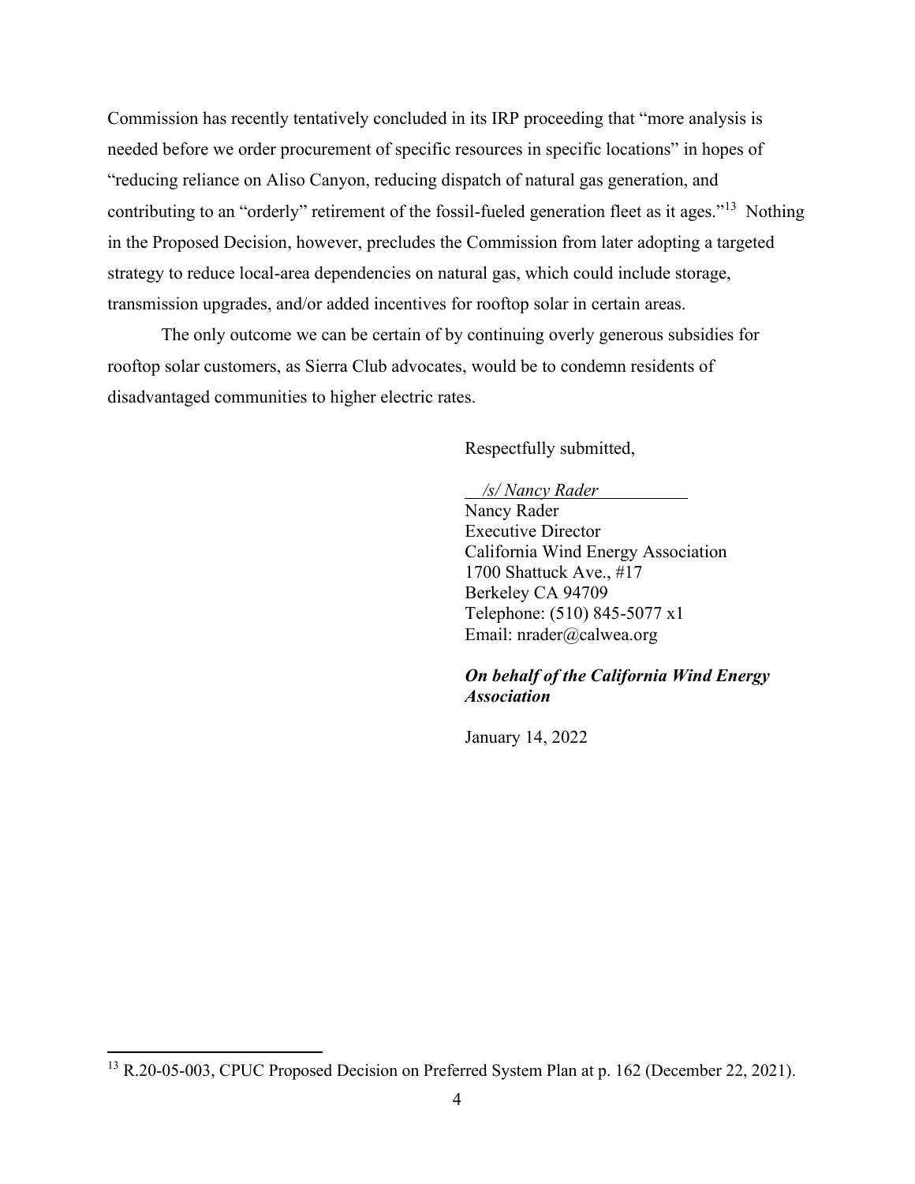Commission has recently tentatively concluded in its IRP proceeding that "more analysis is needed before we order procurement of specific resources in specific locations" in hopes of "reducing reliance on Aliso Canyon, reducing dispatch of natural gas generation, and contributing to an "orderly" retirement of the fossil-fueled generation fleet as it ages."[13] Nothing in the Proposed Decision, however, precludes the Commission from later adopting a targeted strategy to reduce local-area dependencies on natural gas, which could include storage, transmission upgrades, and/or added incentives for rooftop solar in certain areas.

The only outcome we can be certain of by continuing overly generous subsidies for rooftop solar customers, as Sierra Club advocates, would be to condemn residents of disadvantaged communities to higher electric rates.

Respectfully submitted,

*/s/ Nancy Rader*

Nancy Rader
Executive Director
California Wind Energy Association
1700 Shattuck Ave., #17
Berkeley CA 94709
Telephone: (510) 845-5077 x1
Email: nrader@calwea.org

***On behalf of the California Wind Energy Association***

January 14, 2022

---

[13] R.20-05-003, CPUC Proposed Decision on Preferred System Plan at p. 162 (December 22, 2021).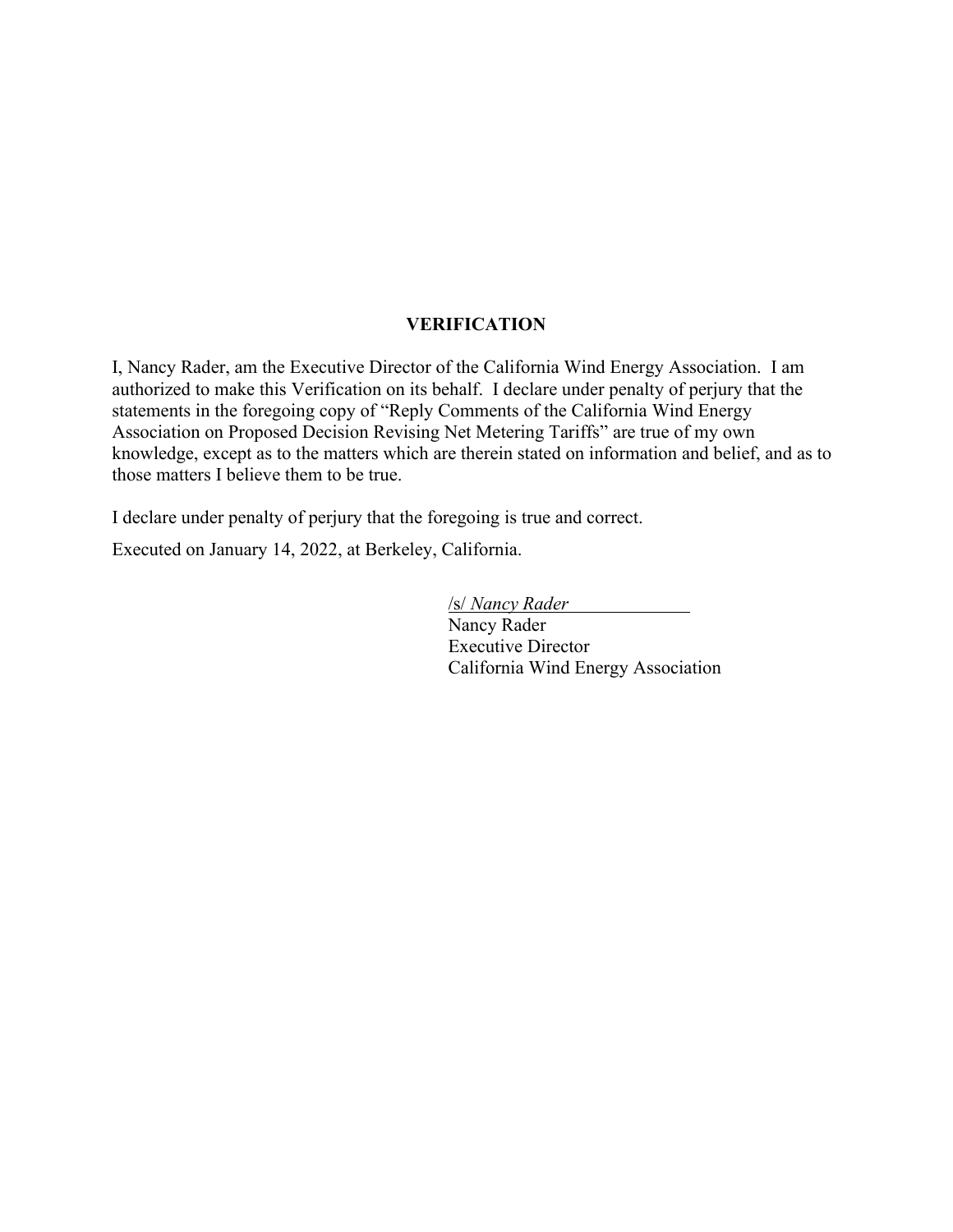**VERIFICATION**

I, Nancy Rader, am the Executive Director of the California Wind Energy Association. I am authorized to make this Verification on its behalf. I declare under penalty of perjury that the statements in the foregoing copy of "Reply Comments of the California Wind Energy Association on Proposed Decision Revising Net Metering Tariffs" are true of my own knowledge, except as to the matters which are therein stated on information and belief, and as to those matters I believe them to be true.

I declare under penalty of perjury that the foregoing is true and correct.

Executed on January 14, 2022, at Berkeley, California.

/s/ *Nancy Rader*
Nancy Rader
Executive Director
California Wind Energy Association